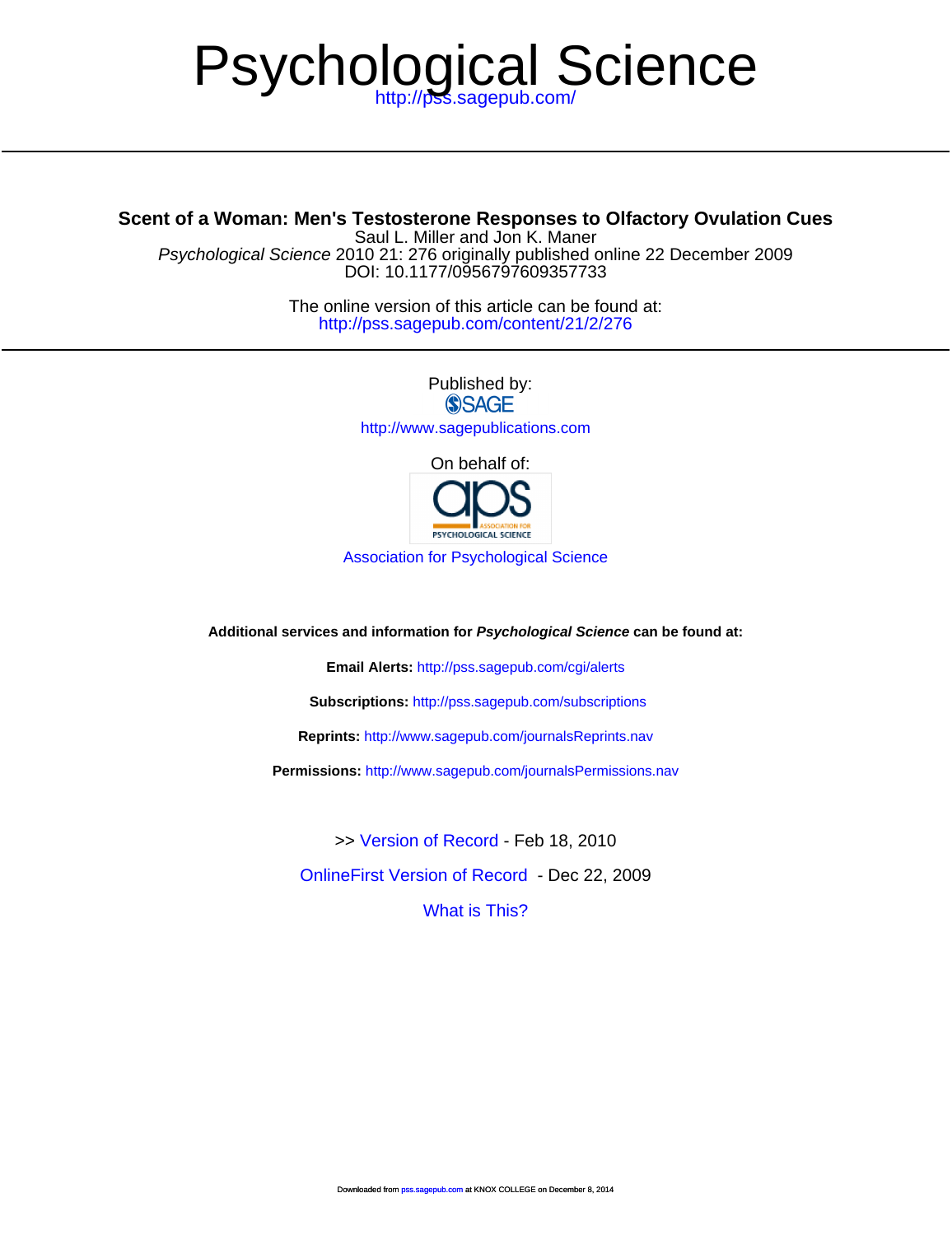# Psychological Science

http://pss.sagepub.com/

## Scent of a Woman: Men's Testosterone Responses to Olfactory Ovulation Cues

Saul L. Miller and Jon K. Maner

*Psychological Science* 2010 21: 276 originally published online 22 December 2009
DOI: 10.1177/0956797609357733

The online version of this article can be found at:
http://pss.sagepub.com/content/21/2/276

Published by:
SAGE
http://www.sagepublications.com

On behalf of:
Association for Psychological Science

**Additional services and information for *Psychological Science* can be found at:**

**Email Alerts:** http://pss.sagepub.com/cgi/alerts

**Subscriptions:** http://pss.sagepub.com/subscriptions

**Reprints:** http://www.sagepub.com/journalsReprints.nav

**Permissions:** http://www.sagepub.com/journalsPermissions.nav

>> Version of Record - Feb 18, 2010

OnlineFirst Version of Record - Dec 22, 2009

What is This?

Downloaded from pss.sagepub.com at KNOX COLLEGE on December 8, 2014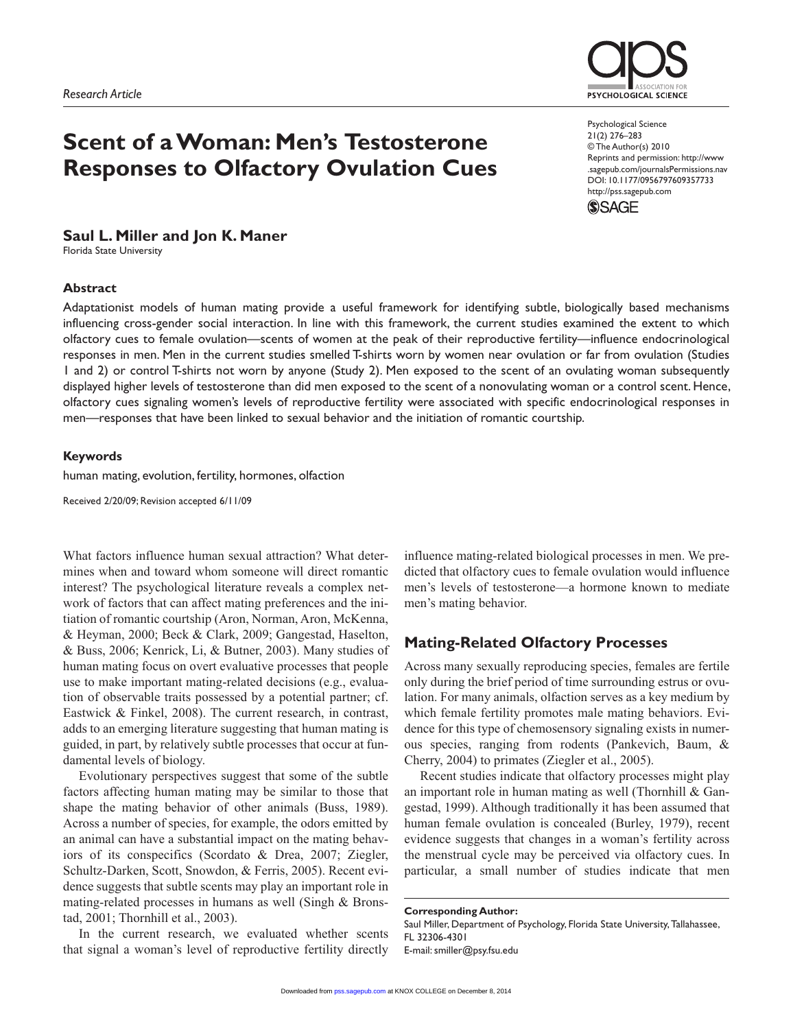Research Article

# Scent of a Woman: Men's Testosterone Responses to Olfactory Ovulation Cues

Psychological Science
21(2) 276–283
© The Author(s) 2010
Reprints and permission: http://www.sagepub.com/journalsPermissions.nav
DOI: 10.1177/0956797609357733
http://pss.sagepub.com

**Saul L. Miller and Jon K. Maner**
Florida State University

### Abstract

Adaptationist models of human mating provide a useful framework for identifying subtle, biologically based mechanisms influencing cross-gender social interaction. In line with this framework, the current studies examined the extent to which olfactory cues to female ovulation—scents of women at the peak of their reproductive fertility—influence endocrinological responses in men. Men in the current studies smelled T-shirts worn by women near ovulation or far from ovulation (Studies 1 and 2) or control T-shirts not worn by anyone (Study 2). Men exposed to the scent of an ovulating woman subsequently displayed higher levels of testosterone than did men exposed to the scent of a nonovulating woman or a control scent. Hence, olfactory cues signaling women's levels of reproductive fertility were associated with specific endocrinological responses in men—responses that have been linked to sexual behavior and the initiation of romantic courtship.

### Keywords

human mating, evolution, fertility, hormones, olfaction

Received 2/20/09; Revision accepted 6/11/09

What factors influence human sexual attraction? What determines when and toward whom someone will direct romantic interest? The psychological literature reveals a complex network of factors that can affect mating preferences and the initiation of romantic courtship (Aron, Norman, Aron, McKenna, & Heyman, 2000; Beck & Clark, 2009; Gangestad, Haselton, & Buss, 2006; Kenrick, Li, & Butner, 2003). Many studies of human mating focus on overt evaluative processes that people use to make important mating-related decisions (e.g., evaluation of observable traits possessed by a potential partner; cf. Eastwick & Finkel, 2008). The current research, in contrast, adds to an emerging literature suggesting that human mating is guided, in part, by relatively subtle processes that occur at fundamental levels of biology.

Evolutionary perspectives suggest that some of the subtle factors affecting human mating may be similar to those that shape the mating behavior of other animals (Buss, 1989). Across a number of species, for example, the odors emitted by an animal can have a substantial impact on the mating behaviors of its conspecifics (Scordato & Drea, 2007; Ziegler, Schultz-Darken, Scott, Snowdon, & Ferris, 2005). Recent evidence suggests that subtle scents may play an important role in mating-related processes in humans as well (Singh & Bronstad, 2001; Thornhill et al., 2003).

In the current research, we evaluated whether scents that signal a woman's level of reproductive fertility directly influence mating-related biological processes in men. We predicted that olfactory cues to female ovulation would influence men's levels of testosterone—a hormone known to mediate men's mating behavior.

## Mating-Related Olfactory Processes

Across many sexually reproducing species, females are fertile only during the brief period of time surrounding estrus or ovulation. For many animals, olfaction serves as a key medium by which female fertility promotes male mating behaviors. Evidence for this type of chemosensory signaling exists in numerous species, ranging from rodents (Pankevich, Baum, & Cherry, 2004) to primates (Ziegler et al., 2005).

Recent studies indicate that olfactory processes might play an important role in human mating as well (Thornhill & Gangestad, 1999). Although traditionally it has been assumed that human female ovulation is concealed (Burley, 1979), recent evidence suggests that changes in a woman's fertility across the menstrual cycle may be perceived via olfactory cues. In particular, a small number of studies indicate that men

**Corresponding Author:**
Saul Miller, Department of Psychology, Florida State University, Tallahassee, FL 32306-4301
E-mail: smiller@psy.fsu.edu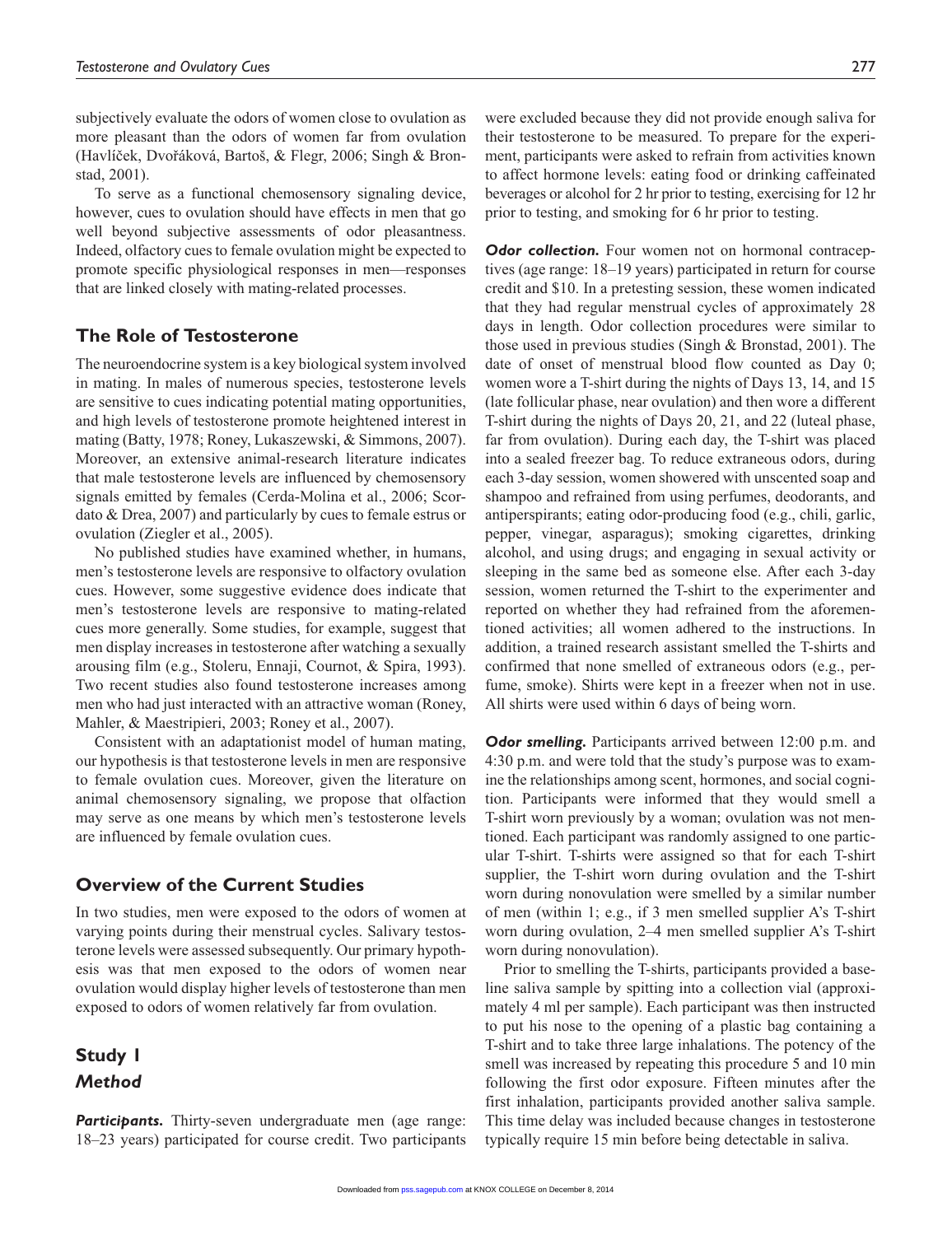subjectively evaluate the odors of women close to ovulation as more pleasant than the odors of women far from ovulation (Havlíček, Dvořáková, Bartoš, & Flegr, 2006; Singh & Bronstad, 2001).

To serve as a functional chemosensory signaling device, however, cues to ovulation should have effects in men that go well beyond subjective assessments of odor pleasantness. Indeed, olfactory cues to female ovulation might be expected to promote specific physiological responses in men—responses that are linked closely with mating-related processes.

## The Role of Testosterone

The neuroendocrine system is a key biological system involved in mating. In males of numerous species, testosterone levels are sensitive to cues indicating potential mating opportunities, and high levels of testosterone promote heightened interest in mating (Batty, 1978; Roney, Lukaszewski, & Simmons, 2007). Moreover, an extensive animal-research literature indicates that male testosterone levels are influenced by chemosensory signals emitted by females (Cerda-Molina et al., 2006; Scordato & Drea, 2007) and particularly by cues to female estrus or ovulation (Ziegler et al., 2005).

No published studies have examined whether, in humans, men's testosterone levels are responsive to olfactory ovulation cues. However, some suggestive evidence does indicate that men's testosterone levels are responsive to mating-related cues more generally. Some studies, for example, suggest that men display increases in testosterone after watching a sexually arousing film (e.g., Stoleru, Ennaji, Cournot, & Spira, 1993). Two recent studies also found testosterone increases among men who had just interacted with an attractive woman (Roney, Mahler, & Maestripieri, 2003; Roney et al., 2007).

Consistent with an adaptationist model of human mating, our hypothesis is that testosterone levels in men are responsive to female ovulation cues. Moreover, given the literature on animal chemosensory signaling, we propose that olfaction may serve as one means by which men's testosterone levels are influenced by female ovulation cues.

## Overview of the Current Studies

In two studies, men were exposed to the odors of women at varying points during their menstrual cycles. Salivary testosterone levels were assessed subsequently. Our primary hypothesis was that men exposed to the odors of women near ovulation would display higher levels of testosterone than men exposed to odors of women relatively far from ovulation.

## Study 1

### Method

***Participants.*** Thirty-seven undergraduate men (age range: 18–23 years) participated for course credit. Two participants were excluded because they did not provide enough saliva for their testosterone to be measured. To prepare for the experiment, participants were asked to refrain from activities known to affect hormone levels: eating food or drinking caffeinated beverages or alcohol for 2 hr prior to testing, exercising for 12 hr prior to testing, and smoking for 6 hr prior to testing.

***Odor collection.*** Four women not on hormonal contraceptives (age range: 18–19 years) participated in return for course credit and $10. In a pretesting session, these women indicated that they had regular menstrual cycles of approximately 28 days in length. Odor collection procedures were similar to those used in previous studies (Singh & Bronstad, 2001). The date of onset of menstrual blood flow counted as Day 0; women wore a T-shirt during the nights of Days 13, 14, and 15 (late follicular phase, near ovulation) and then wore a different T-shirt during the nights of Days 20, 21, and 22 (luteal phase, far from ovulation). During each day, the T-shirt was placed into a sealed freezer bag. To reduce extraneous odors, during each 3-day session, women showered with unscented soap and shampoo and refrained from using perfumes, deodorants, and antiperspirants; eating odor-producing food (e.g., chili, garlic, pepper, vinegar, asparagus); smoking cigarettes, drinking alcohol, and using drugs; and engaging in sexual activity or sleeping in the same bed as someone else. After each 3-day session, women returned the T-shirt to the experimenter and reported on whether they had refrained from the aforementioned activities; all women adhered to the instructions. In addition, a trained research assistant smelled the T-shirts and confirmed that none smelled of extraneous odors (e.g., perfume, smoke). Shirts were kept in a freezer when not in use. All shirts were used within 6 days of being worn.

***Odor smelling.*** Participants arrived between 12:00 p.m. and 4:30 p.m. and were told that the study's purpose was to examine the relationships among scent, hormones, and social cognition. Participants were informed that they would smell a T-shirt worn previously by a woman; ovulation was not mentioned. Each participant was randomly assigned to one particular T-shirt. T-shirts were assigned so that for each T-shirt supplier, the T-shirt worn during ovulation and the T-shirt worn during nonovulation were smelled by a similar number of men (within 1; e.g., if 3 men smelled supplier A's T-shirt worn during ovulation, 2–4 men smelled supplier A's T-shirt worn during nonovulation).

Prior to smelling the T-shirts, participants provided a baseline saliva sample by spitting into a collection vial (approximately 4 ml per sample). Each participant was then instructed to put his nose to the opening of a plastic bag containing a T-shirt and to take three large inhalations. The potency of the smell was increased by repeating this procedure 5 and 10 min following the first odor exposure. Fifteen minutes after the first inhalation, participants provided another saliva sample. This time delay was included because changes in testosterone typically require 15 min before being detectable in saliva.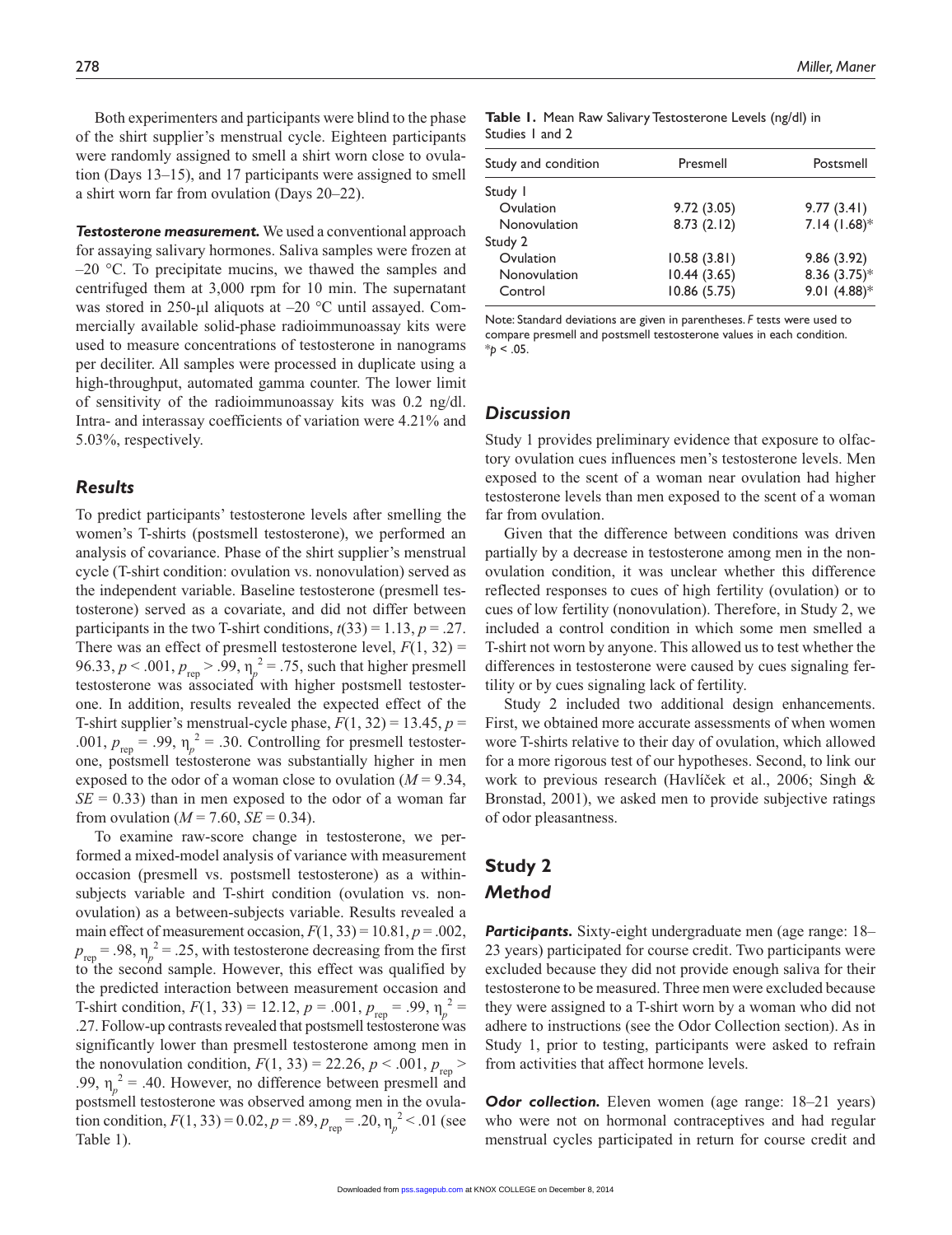Both experimenters and participants were blind to the phase of the shirt supplier's menstrual cycle. Eighteen participants were randomly assigned to smell a shirt worn close to ovulation (Days 13–15), and 17 participants were assigned to smell a shirt worn far from ovulation (Days 20–22).

***Testosterone measurement.*** We used a conventional approach for assaying salivary hormones. Saliva samples were frozen at –20 °C. To precipitate mucins, we thawed the samples and centrifuged them at 3,000 rpm for 10 min. The supernatant was stored in 250-μl aliquots at –20 °C until assayed. Commercially available solid-phase radioimmunoassay kits were used to measure concentrations of testosterone in nanograms per deciliter. All samples were processed in duplicate using a high-throughput, automated gamma counter. The lower limit of sensitivity of the radioimmunoassay kits was 0.2 ng/dl. Intra- and interassay coefficients of variation were 4.21% and 5.03%, respectively.

## *Results*

To predict participants' testosterone levels after smelling the women's T-shirts (postsmell testosterone), we performed an analysis of covariance. Phase of the shirt supplier's menstrual cycle (T-shirt condition: ovulation vs. nonovulation) served as the independent variable. Baseline testosterone (presmell testosterone) served as a covariate, and did not differ between participants in the two T-shirt conditions, $t(33) = 1.13$, $p = .27$. There was an effect of presmell testosterone level, $F(1, 32) = 96.33$, $p < .001$, $p_{rep} > .99$, $\eta_p^2 = .75$, such that higher presmell testosterone was associated with higher postsmell testosterone. In addition, results revealed the expected effect of the T-shirt supplier's menstrual-cycle phase, $F(1, 32) = 13.45$, $p = .001$, $p_{rep} = .99$, $\eta_p^2 = .30$. Controlling for presmell testosterone, postsmell testosterone was substantially higher in men exposed to the odor of a woman close to ovulation ($M = 9.34$, $SE = 0.33$) than in men exposed to the odor of a woman far from ovulation ($M = 7.60$, $SE = 0.34$).

To examine raw-score change in testosterone, we performed a mixed-model analysis of variance with measurement occasion (presmell vs. postsmell testosterone) as a within-subjects variable and T-shirt condition (ovulation vs. nonovulation) as a between-subjects variable. Results revealed a main effect of measurement occasion, $F(1, 33) = 10.81$, $p = .002$, $p_{rep} = .98$, $\eta_p^2 = .25$, with testosterone decreasing from the first to the second sample. However, this effect was qualified by the predicted interaction between measurement occasion and T-shirt condition, $F(1, 33) = 12.12$, $p = .001$, $p_{rep} = .99$, $\eta_p^2 = .27$. Follow-up contrasts revealed that postsmell testosterone was significantly lower than presmell testosterone among men in the nonovulation condition, $F(1, 33) = 22.26$, $p < .001$, $p_{rep} > .99$, $\eta_p^2 = .40$. However, no difference between presmell and postsmell testosterone was observed among men in the ovulation condition, $F(1, 33) = 0.02$, $p = .89$, $p_{rep} = .20$, $\eta_p^2 < .01$ (see Table 1).

**Table 1.** Mean Raw Salivary Testosterone Levels (ng/dl) in Studies 1 and 2

| Study and condition | Presmell | Postsmell |
|---|---|---|
| Study 1 | | |
| Ovulation | 9.72 (3.05) | 9.77 (3.41) |
| Nonovulation | 8.73 (2.12) | 7.14 (1.68)* |
| Study 2 | | |
| Ovulation | 10.58 (3.81) | 9.86 (3.92) |
| Nonovulation | 10.44 (3.65) | 8.36 (3.75)* |
| Control | 10.86 (5.75) | 9.01 (4.88)* |

Note: Standard deviations are given in parentheses. *F* tests were used to compare presmell and postsmell testosterone values in each condition.
*$p < .05$.

## *Discussion*

Study 1 provides preliminary evidence that exposure to olfactory ovulation cues influences men's testosterone levels. Men exposed to the scent of a woman near ovulation had higher testosterone levels than men exposed to the scent of a woman far from ovulation.

Given that the difference between conditions was driven partially by a decrease in testosterone among men in the nonovulation condition, it was unclear whether this difference reflected responses to cues of high fertility (ovulation) or to cues of low fertility (nonovulation). Therefore, in Study 2, we included a control condition in which some men smelled a T-shirt not worn by anyone. This allowed us to test whether the differences in testosterone were caused by cues signaling fertility or by cues signaling lack of fertility.

Study 2 included two additional design enhancements. First, we obtained more accurate assessments of when women wore T-shirts relative to their day of ovulation, which allowed for a more rigorous test of our hypotheses. Second, to link our work to previous research (Havlíček et al., 2006; Singh & Bronstad, 2001), we asked men to provide subjective ratings of odor pleasantness.

# Study 2

## *Method*

***Participants.*** Sixty-eight undergraduate men (age range: 18–23 years) participated for course credit. Two participants were excluded because they did not provide enough saliva for their testosterone to be measured. Three men were excluded because they were assigned to a T-shirt worn by a woman who did not adhere to instructions (see the Odor Collection section). As in Study 1, prior to testing, participants were asked to refrain from activities that affect hormone levels.

***Odor collection.*** Eleven women (age range: 18–21 years) who were not on hormonal contraceptives and had regular menstrual cycles participated in return for course credit and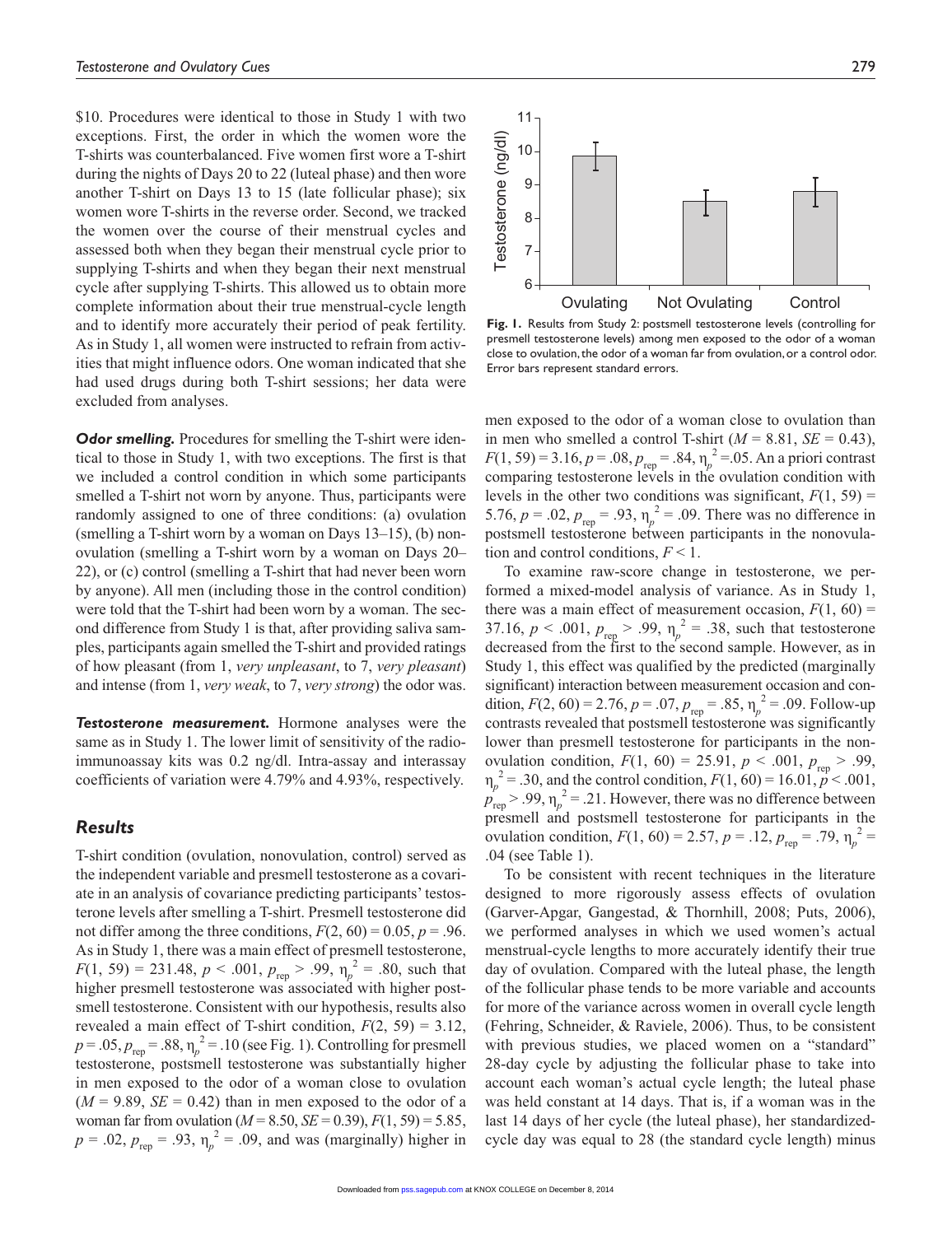$10. Procedures were identical to those in Study 1 with two exceptions. First, the order in which the women wore the T-shirts was counterbalanced. Five women first wore a T-shirt during the nights of Days 20 to 22 (luteal phase) and then wore another T-shirt on Days 13 to 15 (late follicular phase); six women wore T-shirts in the reverse order. Second, we tracked the women over the course of their menstrual cycles and assessed both when they began their menstrual cycle prior to supplying T-shirts and when they began their next menstrual cycle after supplying T-shirts. This allowed us to obtain more complete information about their true menstrual-cycle length and to identify more accurately their period of peak fertility. As in Study 1, all women were instructed to refrain from activities that might influence odors. One woman indicated that she had used drugs during both T-shirt sessions; her data were excluded from analyses.

***Odor smelling.*** Procedures for smelling the T-shirt were identical to those in Study 1, with two exceptions. The first is that we included a control condition in which some participants smelled a T-shirt not worn by anyone. Thus, participants were randomly assigned to one of three conditions: (a) ovulation (smelling a T-shirt worn by a woman on Days 13–15), (b) nonovulation (smelling a T-shirt worn by a woman on Days 20–22), or (c) control (smelling a T-shirt that had never been worn by anyone). All men (including those in the control condition) were told that the T-shirt had been worn by a woman. The second difference from Study 1 is that, after providing saliva samples, participants again smelled the T-shirt and provided ratings of how pleasant (from 1, *very unpleasant*, to 7, *very pleasant*) and intense (from 1, *very weak*, to 7, *very strong*) the odor was.

***Testosterone measurement.*** Hormone analyses were the same as in Study 1. The lower limit of sensitivity of the radioimmunoassay kits was 0.2 ng/dl. Intra-assay and interassay coefficients of variation were 4.79% and 4.93%, respectively.

## Results

T-shirt condition (ovulation, nonovulation, control) served as the independent variable and presmell testosterone as a covariate in an analysis of covariance predicting participants' testosterone levels after smelling a T-shirt. Presmell testosterone did not differ among the three conditions, $F(2, 60) = 0.05$, $p = .96$. As in Study 1, there was a main effect of presmell testosterone, $F(1, 59) = 231.48$, $p < .001$, $p_{rep} > .99$, $\eta_p^2 = .80$, such that higher presmell testosterone was associated with higher postsmell testosterone. Consistent with our hypothesis, results also revealed a main effect of T-shirt condition, $F(2, 59) = 3.12$, $p = .05$, $p_{rep} = .88$, $\eta_p^2 = .10$ (see Fig. 1). Controlling for presmell testosterone, postsmell testosterone was substantially higher in men exposed to the odor of a woman close to ovulation ($M = 9.89$, $SE = 0.42$) than in men exposed to the odor of a woman far from ovulation ($M = 8.50$, $SE = 0.39$), $F(1, 59) = 5.85$, $p = .02$, $p_{rep} = .93$, $\eta_p^2 = .09$, and was (marginally) higher in men exposed to the odor of a woman close to ovulation than in men who smelled a control T-shirt ($M = 8.81$, $SE = 0.43$), $F(1, 59) = 3.16$, $p = .08$, $p_{rep} = .84$, $\eta_p^2 = .05$. An a priori contrast comparing testosterone levels in the ovulation condition with levels in the other two conditions was significant, $F(1, 59) = 5.76$, $p = .02$, $p_{rep} = .93$, $\eta_p^2 = .09$. There was no difference in postsmell testosterone between participants in the nonovulation and control conditions, $F < 1$.

**Fig. 1.** Results from Study 2: postsmell testosterone levels (controlling for presmell testosterone levels) among men exposed to the odor of a woman close to ovulation, the odor of a woman far from ovulation, or a control odor. Error bars represent standard errors.

To examine raw-score change in testosterone, we performed a mixed-model analysis of variance. As in Study 1, there was a main effect of measurement occasion, $F(1, 60) = 37.16$, $p < .001$, $p_{rep} > .99$, $\eta_p^2 = .38$, such that testosterone decreased from the first to the second sample. However, as in Study 1, this effect was qualified by the predicted (marginally significant) interaction between measurement occasion and condition, $F(2, 60) = 2.76$, $p = .07$, $p_{rep} = .85$, $\eta_p^2 = .09$. Follow-up contrasts revealed that postsmell testosterone was significantly lower than presmell testosterone for participants in the nonovulation condition, $F(1, 60) = 25.91$, $p < .001$, $p_{rep} > .99$, $\eta_p^2 = .30$, and the control condition, $F(1, 60) = 16.01$, $p < .001$, $p_{rep} > .99$, $\eta_p^2 = .21$. However, there was no difference between presmell and postsmell testosterone for participants in the ovulation condition, $F(1, 60) = 2.57$, $p = .12$, $p_{rep} = .79$, $\eta_p^2 = .04$ (see Table 1).

To be consistent with recent techniques in the literature designed to more rigorously assess effects of ovulation (Garver-Apgar, Gangestad, & Thornhill, 2008; Puts, 2006), we performed analyses in which we used women's actual menstrual-cycle lengths to more accurately identify their true day of ovulation. Compared with the luteal phase, the length of the follicular phase tends to be more variable and accounts for more of the variance across women in overall cycle length (Fehring, Schneider, & Raviele, 2006). Thus, to be consistent with previous studies, we placed women on a "standard" 28-day cycle by adjusting the follicular phase to take into account each woman's actual cycle length; the luteal phase was held constant at 14 days. That is, if a woman was in the last 14 days of her cycle (the luteal phase), her standardized-cycle day was equal to 28 (the standard cycle length) minus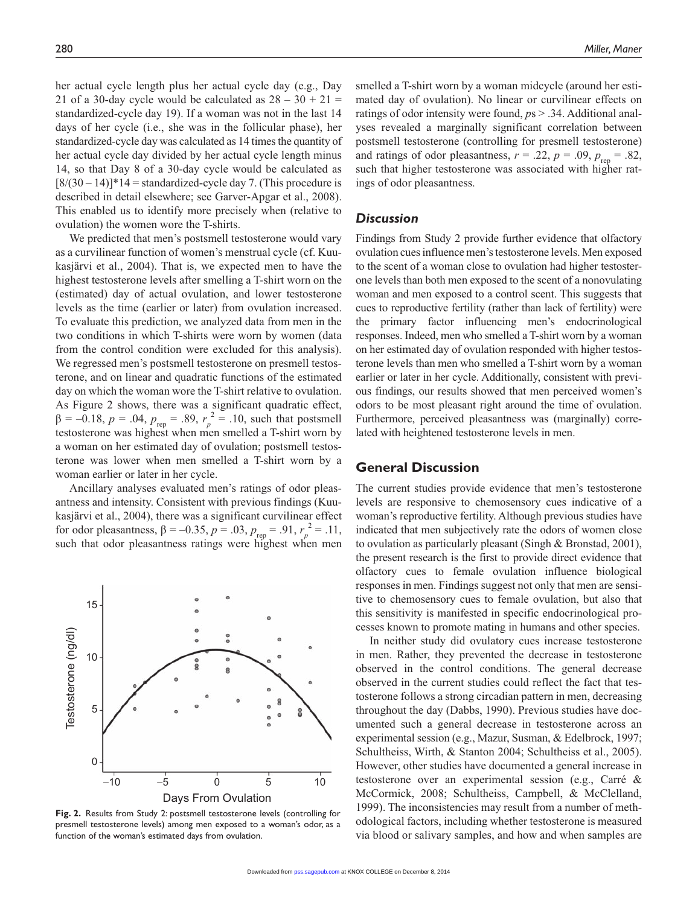her actual cycle length plus her actual cycle day (e.g., Day 21 of a 30-day cycle would be calculated as 28 – 30 + 21 = standardized-cycle day 19). If a woman was not in the last 14 days of her cycle (i.e., she was in the follicular phase), her standardized-cycle day was calculated as 14 times the quantity of her actual cycle day divided by her actual cycle length minus 14, so that Day 8 of a 30-day cycle would be calculated as [8/(30 – 14)]*14 = standardized-cycle day 7. (This procedure is described in detail elsewhere; see Garver-Apgar et al., 2008). This enabled us to identify more precisely when (relative to ovulation) the women wore the T-shirts.

We predicted that men's postsmell testosterone would vary as a curvilinear function of women's menstrual cycle (cf. Kuukasjärvi et al., 2004). That is, we expected men to have the highest testosterone levels after smelling a T-shirt worn on the (estimated) day of actual ovulation, and lower testosterone levels as the time (earlier or later) from ovulation increased. To evaluate this prediction, we analyzed data from men in the two conditions in which T-shirts were worn by women (data from the control condition were excluded for this analysis). We regressed men's postsmell testosterone on presmell testosterone, and on linear and quadratic functions of the estimated day on which the woman wore the T-shirt relative to ovulation. As Figure 2 shows, there was a significant quadratic effect, $\beta = -0.18$, $p = .04$, $p_{rep} = .89$, $r_p^2 = .10$, such that postsmell testosterone was highest when men smelled a T-shirt worn by a woman on her estimated day of ovulation; postsmell testosterone was lower when men smelled a T-shirt worn by a woman earlier or later in her cycle.

Ancillary analyses evaluated men's ratings of odor pleasantness and intensity. Consistent with previous findings (Kuukasjärvi et al., 2004), there was a significant curvilinear effect for odor pleasantness, $\beta = -0.35$, $p = .03$, $p_{rep} = .91$, $r_p^2 = .11$, such that odor pleasantness ratings were highest when men smelled a T-shirt worn by a woman midcycle (around her estimated day of ovulation). No linear or curvilinear effects on ratings of odor intensity were found, $p$s > .34. Additional analyses revealed a marginally significant correlation between postsmell testosterone (controlling for presmell testosterone) and ratings of odor pleasantness, $r = .22$, $p = .09$, $p_{rep} = .82$, such that higher testosterone was associated with higher ratings of odor pleasantness.

Testosterone (ng/dl)
15
10
5
0
–10
–5
0
5
10
Days From Ovulation

**Fig. 2.** Results from Study 2: postsmell testosterone levels (controlling for presmell testosterone levels) among men exposed to a woman's odor, as a function of the woman's estimated days from ovulation.

## *Discussion*

Findings from Study 2 provide further evidence that olfactory ovulation cues influence men's testosterone levels. Men exposed to the scent of a woman close to ovulation had higher testosterone levels than both men exposed to the scent of a nonovulating woman and men exposed to a control scent. This suggests that cues to reproductive fertility (rather than lack of fertility) were the primary factor influencing men's endocrinological responses. Indeed, men who smelled a T-shirt worn by a woman on her estimated day of ovulation responded with higher testosterone levels than men who smelled a T-shirt worn by a woman earlier or later in her cycle. Additionally, consistent with previous findings, our results showed that men perceived women's odors to be most pleasant right around the time of ovulation. Furthermore, perceived pleasantness was (marginally) correlated with heightened testosterone levels in men.

# General Discussion

The current studies provide evidence that men's testosterone levels are responsive to chemosensory cues indicative of a woman's reproductive fertility. Although previous studies have indicated that men subjectively rate the odors of women close to ovulation as particularly pleasant (Singh & Bronstad, 2001), the present research is the first to provide direct evidence that olfactory cues to female ovulation influence biological responses in men. Findings suggest not only that men are sensitive to chemosensory cues to female ovulation, but also that this sensitivity is manifested in specific endocrinological processes known to promote mating in humans and other species.

In neither study did ovulatory cues increase testosterone in men. Rather, they prevented the decrease in testosterone observed in the control conditions. The general decrease observed in the current studies could reflect the fact that testosterone follows a strong circadian pattern in men, decreasing throughout the day (Dabbs, 1990). Previous studies have documented such a general decrease in testosterone across an experimental session (e.g., Mazur, Susman, & Edelbrock, 1997; Schultheiss, Wirth, & Stanton 2004; Schultheiss et al., 2005). However, other studies have documented a general increase in testosterone over an experimental session (e.g., Carré & McCormick, 2008; Schultheiss, Campbell, & McClelland, 1999). The inconsistencies may result from a number of methodological factors, including whether testosterone is measured via blood or salivary samples, and how and when samples are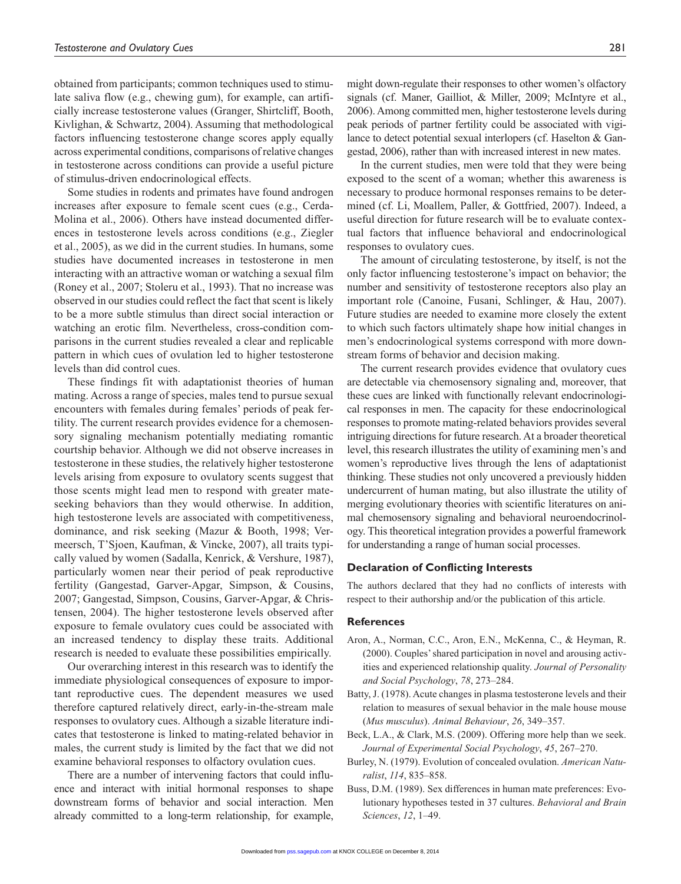obtained from participants; common techniques used to stimulate saliva flow (e.g., chewing gum), for example, can artificially increase testosterone values (Granger, Shirtcliff, Booth, Kivlighan, & Schwartz, 2004). Assuming that methodological factors influencing testosterone change scores apply equally across experimental conditions, comparisons of relative changes in testosterone across conditions can provide a useful picture of stimulus-driven endocrinological effects.

Some studies in rodents and primates have found androgen increases after exposure to female scent cues (e.g., Cerda-Molina et al., 2006). Others have instead documented differences in testosterone levels across conditions (e.g., Ziegler et al., 2005), as we did in the current studies. In humans, some studies have documented increases in testosterone in men interacting with an attractive woman or watching a sexual film (Roney et al., 2007; Stoleru et al., 1993). That no increase was observed in our studies could reflect the fact that scent is likely to be a more subtle stimulus than direct social interaction or watching an erotic film. Nevertheless, cross-condition comparisons in the current studies revealed a clear and replicable pattern in which cues of ovulation led to higher testosterone levels than did control cues.

These findings fit with adaptationist theories of human mating. Across a range of species, males tend to pursue sexual encounters with females during females' periods of peak fertility. The current research provides evidence for a chemosensory signaling mechanism potentially mediating romantic courtship behavior. Although we did not observe increases in testosterone in these studies, the relatively higher testosterone levels arising from exposure to ovulatory scents suggest that those scents might lead men to respond with greater mate-seeking behaviors than they would otherwise. In addition, high testosterone levels are associated with competitiveness, dominance, and risk seeking (Mazur & Booth, 1998; Vermeersch, T'Sjoen, Kaufman, & Vincke, 2007), all traits typically valued by women (Sadalla, Kenrick, & Vershure, 1987), particularly women near their period of peak reproductive fertility (Gangestad, Garver-Apgar, Simpson, & Cousins, 2007; Gangestad, Simpson, Cousins, Garver-Apgar, & Christensen, 2004). The higher testosterone levels observed after exposure to female ovulatory cues could be associated with an increased tendency to display these traits. Additional research is needed to evaluate these possibilities empirically.

Our overarching interest in this research was to identify the immediate physiological consequences of exposure to important reproductive cues. The dependent measures we used therefore captured relatively direct, early-in-the-stream male responses to ovulatory cues. Although a sizable literature indicates that testosterone is linked to mating-related behavior in males, the current study is limited by the fact that we did not examine behavioral responses to olfactory ovulation cues.

There are a number of intervening factors that could influence and interact with initial hormonal responses to shape downstream forms of behavior and social interaction. Men already committed to a long-term relationship, for example, might down-regulate their responses to other women's olfactory signals (cf. Maner, Gailliot, & Miller, 2009; McIntyre et al., 2006). Among committed men, higher testosterone levels during peak periods of partner fertility could be associated with vigilance to detect potential sexual interlopers (cf. Haselton & Gangestad, 2006), rather than with increased interest in new mates.

In the current studies, men were told that they were being exposed to the scent of a woman; whether this awareness is necessary to produce hormonal responses remains to be determined (cf. Li, Moallem, Paller, & Gottfried, 2007). Indeed, a useful direction for future research will be to evaluate contextual factors that influence behavioral and endocrinological responses to ovulatory cues.

The amount of circulating testosterone, by itself, is not the only factor influencing testosterone's impact on behavior; the number and sensitivity of testosterone receptors also play an important role (Canoine, Fusani, Schlinger, & Hau, 2007). Future studies are needed to examine more closely the extent to which such factors ultimately shape how initial changes in men's endocrinological systems correspond with more downstream forms of behavior and decision making.

The current research provides evidence that ovulatory cues are detectable via chemosensory signaling and, moreover, that these cues are linked with functionally relevant endocrinological responses in men. The capacity for these endocrinological responses to promote mating-related behaviors provides several intriguing directions for future research. At a broader theoretical level, this research illustrates the utility of examining men's and women's reproductive lives through the lens of adaptationist thinking. These studies not only uncovered a previously hidden undercurrent of human mating, but also illustrate the utility of merging evolutionary theories with scientific literatures on animal chemosensory signaling and behavioral neuroendocrinology. This theoretical integration provides a powerful framework for understanding a range of human social processes.

### Declaration of Conflicting Interests

The authors declared that they had no conflicts of interests with respect to their authorship and/or the publication of this article.

### References

Aron, A., Norman, C.C., Aron, E.N., McKenna, C., & Heyman, R. (2000). Couples' shared participation in novel and arousing activities and experienced relationship quality. *Journal of Personality and Social Psychology*, *78*, 273–284.

Batty, J. (1978). Acute changes in plasma testosterone levels and their relation to measures of sexual behavior in the male house mouse (*Mus musculus*). *Animal Behaviour*, *26*, 349–357.

Beck, L.A., & Clark, M.S. (2009). Offering more help than we seek. *Journal of Experimental Social Psychology*, *45*, 267–270.

Burley, N. (1979). Evolution of concealed ovulation. *American Naturalist*, *114*, 835–858.

Buss, D.M. (1989). Sex differences in human mate preferences: Evolutionary hypotheses tested in 37 cultures. *Behavioral and Brain Sciences*, *12*, 1–49.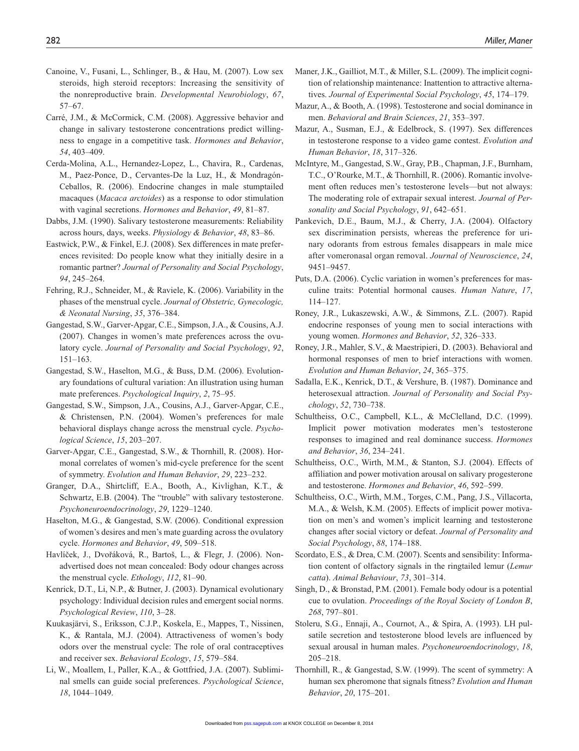Canoine, V., Fusani, L., Schlinger, B., & Hau, M. (2007). Low sex steroids, high steroid receptors: Increasing the sensitivity of the nonreproductive brain. *Developmental Neurobiology*, *67*, 57–67.

Carré, J.M., & McCormick, C.M. (2008). Aggressive behavior and change in salivary testosterone concentrations predict willingness to engage in a competitive task. *Hormones and Behavior*, *54*, 403–409.

Cerda-Molina, A.L., Hernandez-Lopez, L., Chavira, R., Cardenas, M., Paez-Ponce, D., Cervantes-De la Luz, H., & Mondragón-Ceballos, R. (2006). Endocrine changes in male stumptailed macaques (*Macaca arctoides*) as a response to odor stimulation with vaginal secretions. *Hormones and Behavior*, *49*, 81–87.

Dabbs, J.M. (1990). Salivary testosterone measurements: Reliability across hours, days, weeks. *Physiology & Behavior*, *48*, 83–86.

Eastwick, P.W., & Finkel, E.J. (2008). Sex differences in mate preferences revisited: Do people know what they initially desire in a romantic partner? *Journal of Personality and Social Psychology*, *94*, 245–264.

Fehring, R.J., Schneider, M., & Raviele, K. (2006). Variability in the phases of the menstrual cycle. *Journal of Obstetric, Gynecologic, & Neonatal Nursing*, *35*, 376–384.

Gangestad, S.W., Garver-Apgar, C.E., Simpson, J.A., & Cousins, A.J. (2007). Changes in women's mate preferences across the ovulatory cycle. *Journal of Personality and Social Psychology*, *92*, 151–163.

Gangestad, S.W., Haselton, M.G., & Buss, D.M. (2006). Evolutionary foundations of cultural variation: An illustration using human mate preferences. *Psychological Inquiry*, *2*, 75–95.

Gangestad, S.W., Simpson, J.A., Cousins, A.J., Garver-Apgar, C.E., & Christensen, P.N. (2004). Women's preferences for male behavioral displays change across the menstrual cycle. *Psychological Science*, *15*, 203–207.

Garver-Apgar, C.E., Gangestad, S.W., & Thornhill, R. (2008). Hormonal correlates of women's mid-cycle preference for the scent of symmetry. *Evolution and Human Behavior*, *29*, 223–232.

Granger, D.A., Shirtcliff, E.A., Booth, A., Kivlighan, K.T., & Schwartz, E.B. (2004). The "trouble" with salivary testosterone. *Psychoneuroendocrinology*, *29*, 1229–1240.

Haselton, M.G., & Gangestad, S.W. (2006). Conditional expression of women's desires and men's mate guarding across the ovulatory cycle. *Hormones and Behavior*, *49*, 509–518.

Havlíček, J., Dvořáková, R., Bartoš, L., & Flegr, J. (2006). Non-advertised does not mean concealed: Body odour changes across the menstrual cycle. *Ethology*, *112*, 81–90.

Kenrick, D.T., Li, N.P., & Butner, J. (2003). Dynamical evolutionary psychology: Individual decision rules and emergent social norms. *Psychological Review*, *110*, 3–28.

Kuukasjärvi, S., Eriksson, C.J.P., Koskela, E., Mappes, T., Nissinen, K., & Rantala, M.J. (2004). Attractiveness of women's body odors over the menstrual cycle: The role of oral contraceptives and receiver sex. *Behavioral Ecology*, *15*, 579–584.

Li, W., Moallem, I., Paller, K.A., & Gottfried, J.A. (2007). Subliminal smells can guide social preferences. *Psychological Science*, *18*, 1044–1049.

Maner, J.K., Gailliot, M.T., & Miller, S.L. (2009). The implicit cognition of relationship maintenance: Inattention to attractive alternatives. *Journal of Experimental Social Psychology*, *45*, 174–179.

Mazur, A., & Booth, A. (1998). Testosterone and social dominance in men. *Behavioral and Brain Sciences*, *21*, 353–397.

Mazur, A., Susman, E.J., & Edelbrock, S. (1997). Sex differences in testosterone response to a video game contest. *Evolution and Human Behavior*, *18*, 317–326.

McIntyre, M., Gangestad, S.W., Gray, P.B., Chapman, J.F., Burnham, T.C., O'Rourke, M.T., & Thornhill, R. (2006). Romantic involvement often reduces men's testosterone levels—but not always: The moderating role of extrapair sexual interest. *Journal of Personality and Social Psychology*, *91*, 642–651.

Pankevich, D.E., Baum, M.J., & Cherry, J.A. (2004). Olfactory sex discrimination persists, whereas the preference for urinary odorants from estrous females disappears in male mice after vomeronasal organ removal. *Journal of Neuroscience*, *24*, 9451–9457.

Puts, D.A. (2006). Cyclic variation in women's preferences for masculine traits: Potential hormonal causes. *Human Nature*, *17*, 114–127.

Roney, J.R., Lukaszewski, A.W., & Simmons, Z.L. (2007). Rapid endocrine responses of young men to social interactions with young women. *Hormones and Behavior*, *52*, 326–333.

Roney, J.R., Mahler, S.V., & Maestripieri, D. (2003). Behavioral and hormonal responses of men to brief interactions with women. *Evolution and Human Behavior*, *24*, 365–375.

Sadalla, E.K., Kenrick, D.T., & Vershure, B. (1987). Dominance and heterosexual attraction. *Journal of Personality and Social Psychology*, *52*, 730–738.

Schultheiss, O.C., Campbell, K.L., & McClelland, D.C. (1999). Implicit power motivation moderates men's testosterone responses to imagined and real dominance success. *Hormones and Behavior*, *36*, 234–241.

Schultheiss, O.C., Wirth, M.M., & Stanton, S.J. (2004). Effects of affiliation and power motivation arousal on salivary progesterone and testosterone. *Hormones and Behavior*, *46*, 592–599.

Schultheiss, O.C., Wirth, M.M., Torges, C.M., Pang, J.S., Villacorta, M.A., & Welsh, K.M. (2005). Effects of implicit power motivation on men's and women's implicit learning and testosterone changes after social victory or defeat. *Journal of Personality and Social Psychology*, *88*, 174–188.

Scordato, E.S., & Drea, C.M. (2007). Scents and sensibility: Information content of olfactory signals in the ringtailed lemur (*Lemur catta*). *Animal Behaviour*, *73*, 301–314.

Singh, D., & Bronstad, P.M. (2001). Female body odour is a potential cue to ovulation. *Proceedings of the Royal Society of London B*, *268*, 797–801.

Stoleru, S.G., Ennaji, A., Cournot, A., & Spira, A. (1993). LH pulsatile secretion and testosterone blood levels are influenced by sexual arousal in human males. *Psychoneuroendocrinology*, *18*, 205–218.

Thornhill, R., & Gangestad, S.W. (1999). The scent of symmetry: A human sex pheromone that signals fitness? *Evolution and Human Behavior*, *20*, 175–201.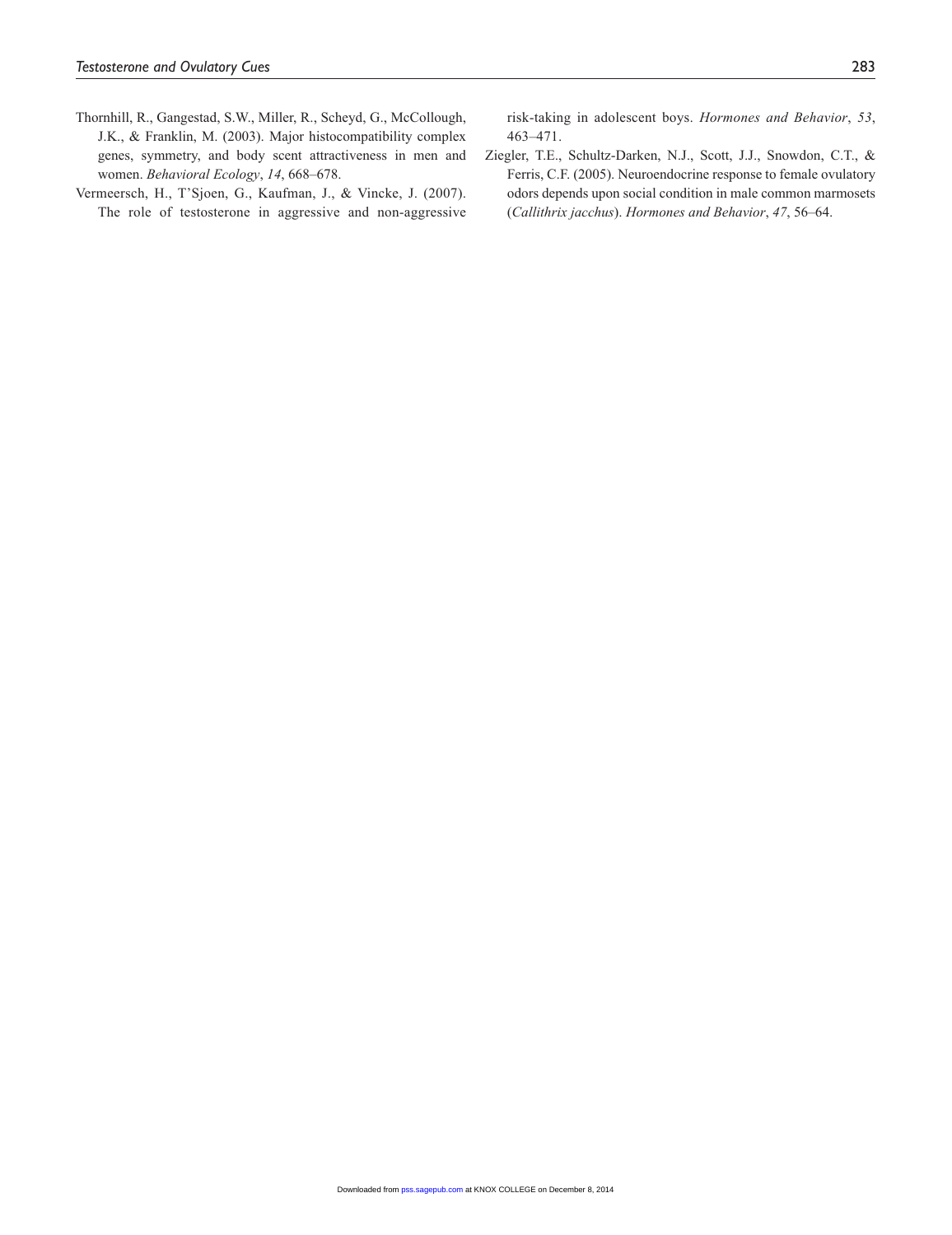Thornhill, R., Gangestad, S.W., Miller, R., Scheyd, G., McCollough, J.K., & Franklin, M. (2003). Major histocompatibility complex genes, symmetry, and body scent attractiveness in men and women. *Behavioral Ecology*, *14*, 668–678.

Vermeersch, H., T'Sjoen, G., Kaufman, J., & Vincke, J. (2007). The role of testosterone in aggressive and non-aggressive risk-taking in adolescent boys. *Hormones and Behavior*, *53*, 463–471.

Ziegler, T.E., Schultz-Darken, N.J., Scott, J.J., Snowdon, C.T., & Ferris, C.F. (2005). Neuroendocrine response to female ovulatory odors depends upon social condition in male common marmosets (*Callithrix jacchus*). *Hormones and Behavior*, *47*, 56–64.